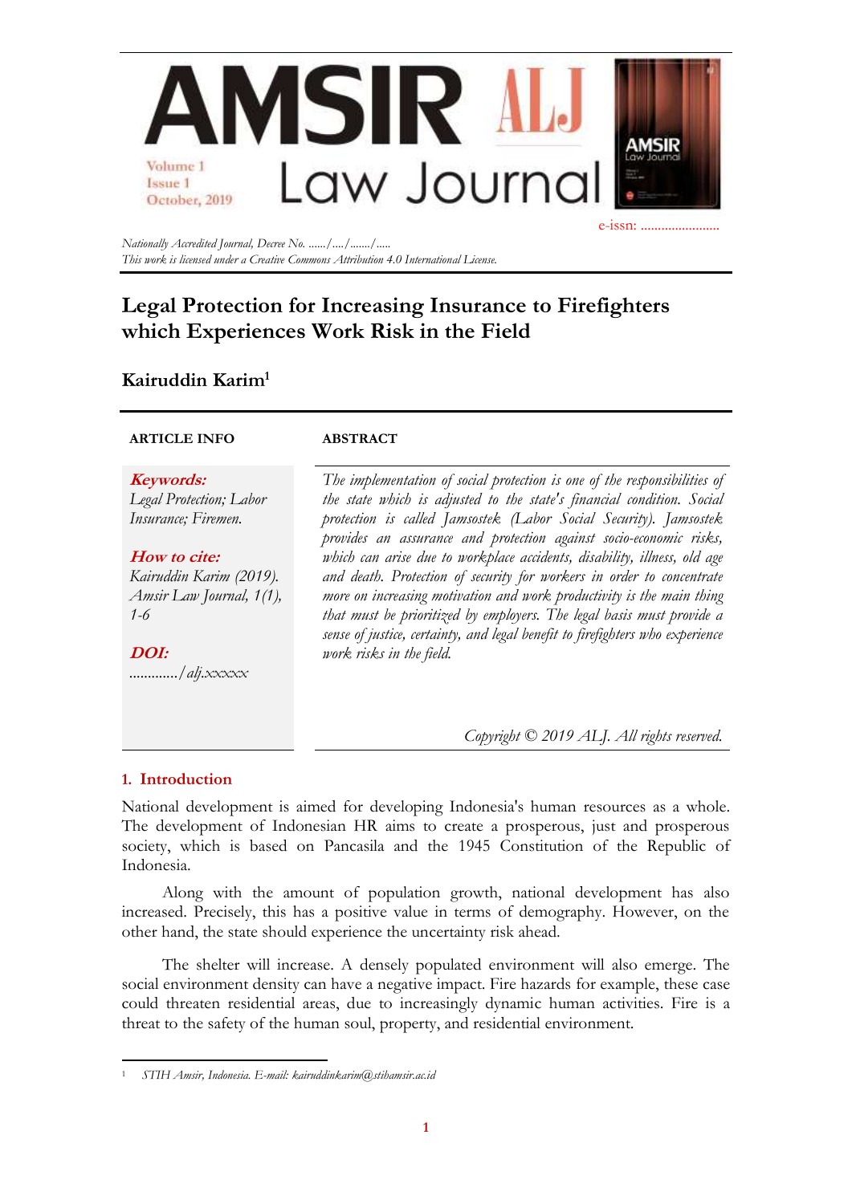Nationally Accredited Journal, Decree No. ....../..../......./.....
This work is licensed under a Creative Commons Attribution 4.0 International License.

# Legal Protection for Increasing Insurance to Firefighters which Experiences Work Risk in the Field

**Kairuddin Karim**[1]

**ARTICLE INFO**

***Keywords:***
*Legal Protection; Labor Insurance; Firemen.*

***How to cite:***
*Kairuddin Karim (2019). Amsir Law Journal, 1(1), 1-6*

***DOI:***
*............/alj.xxxxx*

**ABSTRACT**

*The implementation of social protection is one of the responsibilities of the state which is adjusted to the state's financial condition. Social protection is called Jamsostek (Labor Social Security). Jamsostek provides an assurance and protection against socio-economic risks, which can arise due to workplace accidents, disability, illness, old age and death. Protection of security for workers in order to concentrate more on increasing motivation and work productivity is the main thing that must be prioritized by employers. The legal basis must provide a sense of justice, certainty, and legal benefit to firefighters who experience work risks in the field.*

*Copyright © 2019 ALJ. All rights reserved.*

## 1. Introduction

National development is aimed for developing Indonesia's human resources as a whole. The development of Indonesian HR aims to create a prosperous, just and prosperous society, which is based on Pancasila and the 1945 Constitution of the Republic of Indonesia.

Along with the amount of population growth, national development has also increased. Precisely, this has a positive value in terms of demography. However, on the other hand, the state should experience the uncertainty risk ahead.

The shelter will increase. A densely populated environment will also emerge. The social environment density can have a negative impact. Fire hazards for example, these case could threaten residential areas, due to increasingly dynamic human activities. Fire is a threat to the safety of the human soul, property, and residential environment.

---

[1] *STIH Amsir, Indonesia. E-mail: kairuddinkarim@stihamsir.ac.id*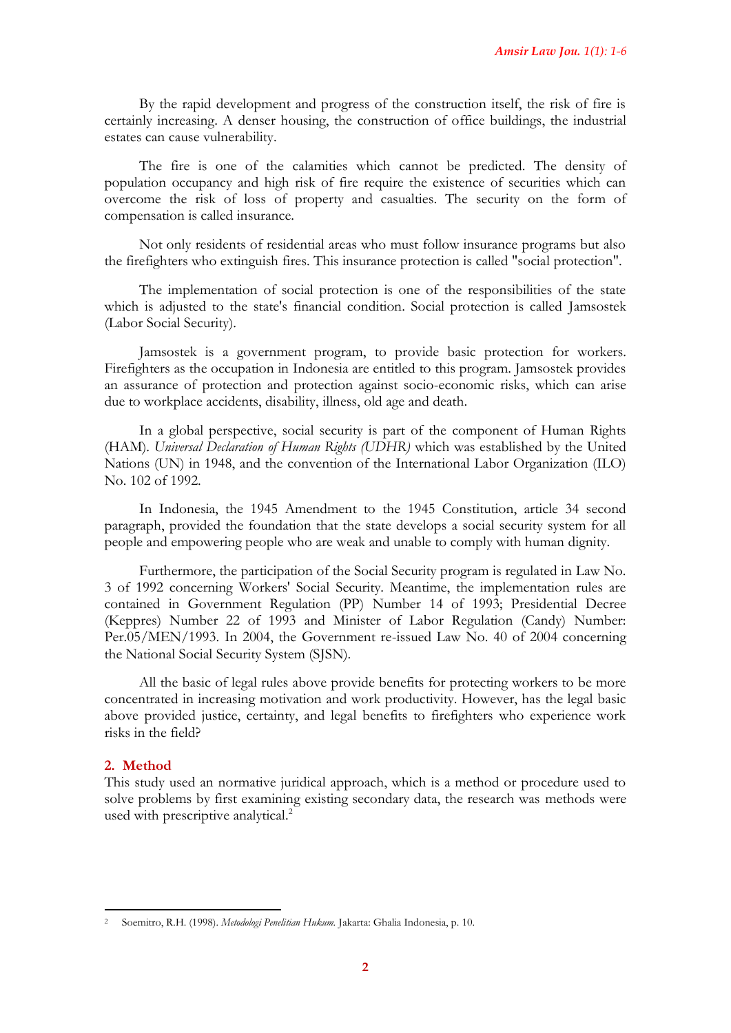By the rapid development and progress of the construction itself, the risk of fire is certainly increasing. A denser housing, the construction of office buildings, the industrial estates can cause vulnerability.

The fire is one of the calamities which cannot be predicted. The density of population occupancy and high risk of fire require the existence of securities which can overcome the risk of loss of property and casualties. The security on the form of compensation is called insurance.

Not only residents of residential areas who must follow insurance programs but also the firefighters who extinguish fires. This insurance protection is called "social protection".

The implementation of social protection is one of the responsibilities of the state which is adjusted to the state's financial condition. Social protection is called Jamsostek (Labor Social Security).

Jamsostek is a government program, to provide basic protection for workers. Firefighters as the occupation in Indonesia are entitled to this program. Jamsostek provides an assurance of protection and protection against socio-economic risks, which can arise due to workplace accidents, disability, illness, old age and death.

In a global perspective, social security is part of the component of Human Rights (HAM). *Universal Declaration of Human Rights (UDHR)* which was established by the United Nations (UN) in 1948, and the convention of the International Labor Organization (ILO) No. 102 of 1992.

In Indonesia, the 1945 Amendment to the 1945 Constitution, article 34 second paragraph, provided the foundation that the state develops a social security system for all people and empowering people who are weak and unable to comply with human dignity.

Furthermore, the participation of the Social Security program is regulated in Law No. 3 of 1992 concerning Workers' Social Security. Meantime, the implementation rules are contained in Government Regulation (PP) Number 14 of 1993; Presidential Decree (Keppres) Number 22 of 1993 and Minister of Labor Regulation (Candy) Number: Per.05/MEN/1993. In 2004, the Government re-issued Law No. 40 of 2004 concerning the National Social Security System (SJSN).

All the basic of legal rules above provide benefits for protecting workers to be more concentrated in increasing motivation and work productivity. However, has the legal basic above provided justice, certainty, and legal benefits to firefighters who experience work risks in the field?

## 2. Method

This study used an normative juridical approach, which is a method or procedure used to solve problems by first examining existing secondary data, the research was methods were used with prescriptive analytical.[2]

---

[2] Soemitro, R.H. (1998). *Metodologi Penelitian Hukum.* Jakarta: Ghalia Indonesia, p. 10.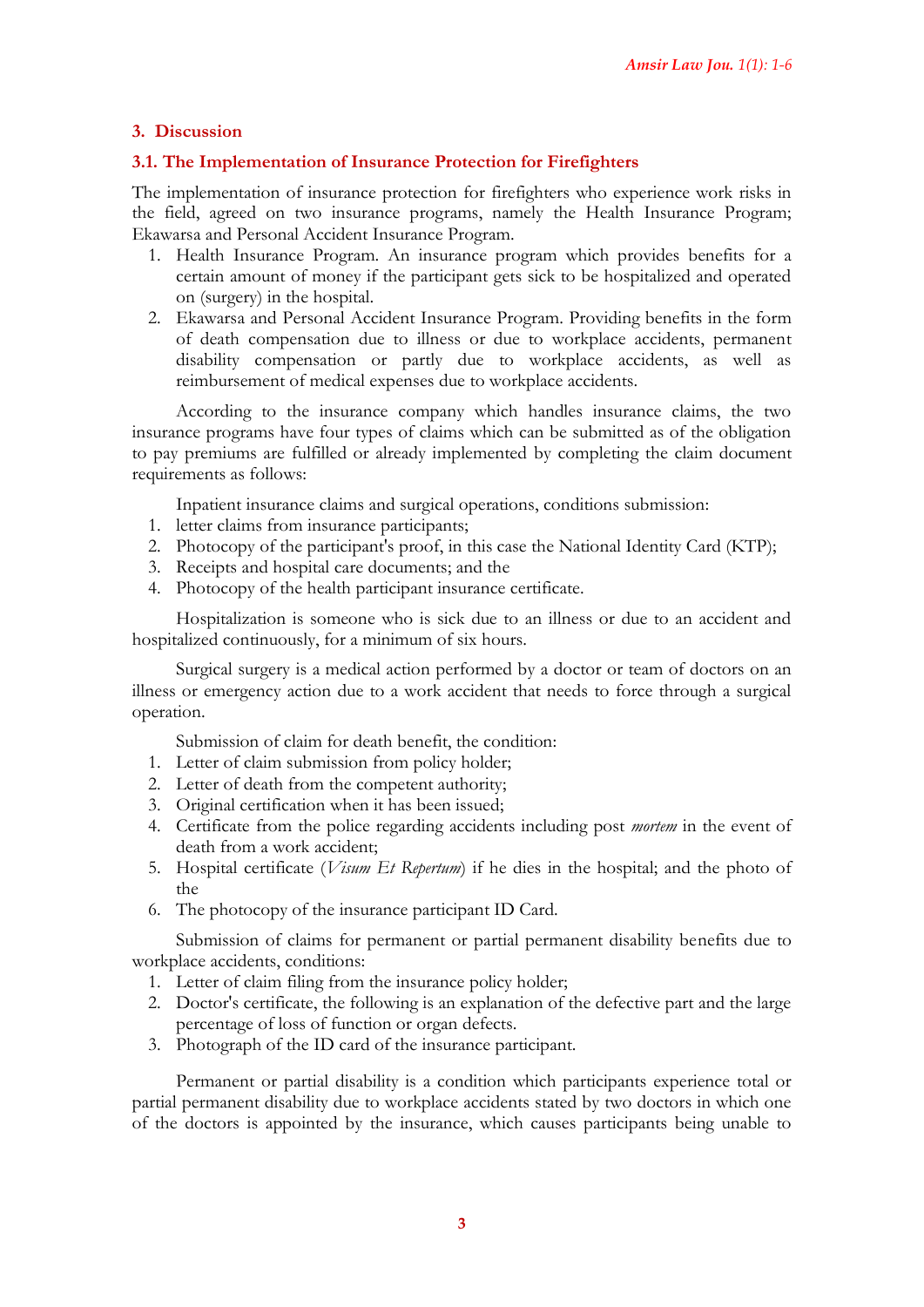## 3. Discussion

### 3.1. The Implementation of Insurance Protection for Firefighters

The implementation of insurance protection for firefighters who experience work risks in the field, agreed on two insurance programs, namely the Health Insurance Program; Ekawarsa and Personal Accident Insurance Program.

1. Health Insurance Program. An insurance program which provides benefits for a certain amount of money if the participant gets sick to be hospitalized and operated on (surgery) in the hospital.
2. Ekawarsa and Personal Accident Insurance Program. Providing benefits in the form of death compensation due to illness or due to workplace accidents, permanent disability compensation or partly due to workplace accidents, as well as reimbursement of medical expenses due to workplace accidents.

According to the insurance company which handles insurance claims, the two insurance programs have four types of claims which can be submitted as of the obligation to pay premiums are fulfilled or already implemented by completing the claim document requirements as follows:

Inpatient insurance claims and surgical operations, conditions submission:

1. letter claims from insurance participants;
2. Photocopy of the participant's proof, in this case the National Identity Card (KTP);
3. Receipts and hospital care documents; and the
4. Photocopy of the health participant insurance certificate.

Hospitalization is someone who is sick due to an illness or due to an accident and hospitalized continuously, for a minimum of six hours.

Surgical surgery is a medical action performed by a doctor or team of doctors on an illness or emergency action due to a work accident that needs to force through a surgical operation.

Submission of claim for death benefit, the condition:

1. Letter of claim submission from policy holder;
2. Letter of death from the competent authority;
3. Original certification when it has been issued;
4. Certificate from the police regarding accidents including post *mortem* in the event of death from a work accident;
5. Hospital certificate (*Visum Et Repertum*) if he dies in the hospital; and the photo of the
6. The photocopy of the insurance participant ID Card.

Submission of claims for permanent or partial permanent disability benefits due to workplace accidents, conditions:

1. Letter of claim filing from the insurance policy holder;
2. Doctor's certificate, the following is an explanation of the defective part and the large percentage of loss of function or organ defects.
3. Photograph of the ID card of the insurance participant.

Permanent or partial disability is a condition which participants experience total or partial permanent disability due to workplace accidents stated by two doctors in which one of the doctors is appointed by the insurance, which causes participants being unable to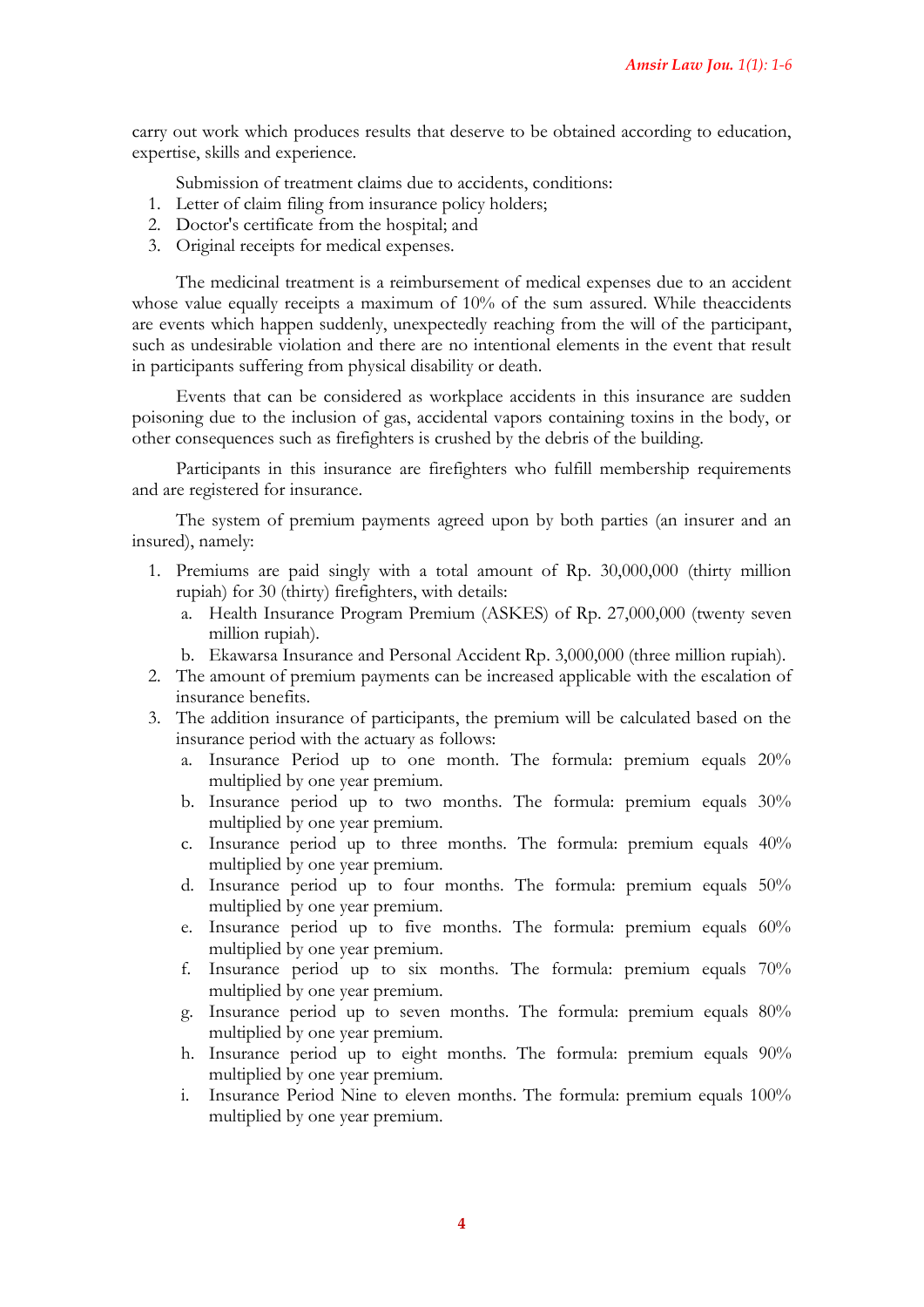carry out work which produces results that deserve to be obtained according to education, expertise, skills and experience.

Submission of treatment claims due to accidents, conditions:

1. Letter of claim filing from insurance policy holders;
2. Doctor's certificate from the hospital; and
3. Original receipts for medical expenses.

The medicinal treatment is a reimbursement of medical expenses due to an accident whose value equally receipts a maximum of 10% of the sum assured. While theaccidents are events which happen suddenly, unexpectedly reaching from the will of the participant, such as undesirable violation and there are no intentional elements in the event that result in participants suffering from physical disability or death.

Events that can be considered as workplace accidents in this insurance are sudden poisoning due to the inclusion of gas, accidental vapors containing toxins in the body, or other consequences such as firefighters is crushed by the debris of the building.

Participants in this insurance are firefighters who fulfill membership requirements and are registered for insurance.

The system of premium payments agreed upon by both parties (an insurer and an insured), namely:

1. Premiums are paid singly with a total amount of Rp. 30,000,000 (thirty million rupiah) for 30 (thirty) firefighters, with details:
   a. Health Insurance Program Premium (ASKES) of Rp. 27,000,000 (twenty seven million rupiah).
   b. Ekawarsa Insurance and Personal Accident Rp. 3,000,000 (three million rupiah).
2. The amount of premium payments can be increased applicable with the escalation of insurance benefits.
3. The addition insurance of participants, the premium will be calculated based on the insurance period with the actuary as follows:
   a. Insurance Period up to one month. The formula: premium equals 20% multiplied by one year premium.
   b. Insurance period up to two months. The formula: premium equals 30% multiplied by one year premium.
   c. Insurance period up to three months. The formula: premium equals 40% multiplied by one year premium.
   d. Insurance period up to four months. The formula: premium equals 50% multiplied by one year premium.
   e. Insurance period up to five months. The formula: premium equals 60% multiplied by one year premium.
   f. Insurance period up to six months. The formula: premium equals 70% multiplied by one year premium.
   g. Insurance period up to seven months. The formula: premium equals 80% multiplied by one year premium.
   h. Insurance period up to eight months. The formula: premium equals 90% multiplied by one year premium.
   i. Insurance Period Nine to eleven months. The formula: premium equals 100% multiplied by one year premium.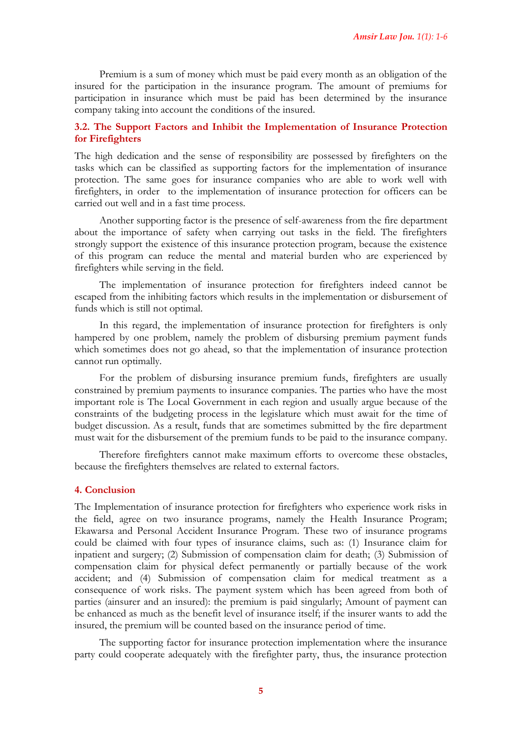Premium is a sum of money which must be paid every month as an obligation of the insured for the participation in the insurance program. The amount of premiums for participation in insurance which must be paid has been determined by the insurance company taking into account the conditions of the insured.

### 3.2. The Support Factors and Inhibit the Implementation of Insurance Protection for Firefighters

The high dedication and the sense of responsibility are possessed by firefighters on the tasks which can be classified as supporting factors for the implementation of insurance protection. The same goes for insurance companies who are able to work well with firefighters, in order to the implementation of insurance protection for officers can be carried out well and in a fast time process.

Another supporting factor is the presence of self-awareness from the fire department about the importance of safety when carrying out tasks in the field. The firefighters strongly support the existence of this insurance protection program, because the existence of this program can reduce the mental and material burden who are experienced by firefighters while serving in the field.

The implementation of insurance protection for firefighters indeed cannot be escaped from the inhibiting factors which results in the implementation or disbursement of funds which is still not optimal.

In this regard, the implementation of insurance protection for firefighters is only hampered by one problem, namely the problem of disbursing premium payment funds which sometimes does not go ahead, so that the implementation of insurance protection cannot run optimally.

For the problem of disbursing insurance premium funds, firefighters are usually constrained by premium payments to insurance companies. The parties who have the most important role is The Local Government in each region and usually argue because of the constraints of the budgeting process in the legislature which must await for the time of budget discussion. As a result, funds that are sometimes submitted by the fire department must wait for the disbursement of the premium funds to be paid to the insurance company.

Therefore firefighters cannot make maximum efforts to overcome these obstacles, because the firefighters themselves are related to external factors.

## 4. Conclusion

The Implementation of insurance protection for firefighters who experience work risks in the field, agree on two insurance programs, namely the Health Insurance Program; Ekawarsa and Personal Accident Insurance Program. These two of insurance programs could be claimed with four types of insurance claims, such as: (1) Insurance claim for inpatient and surgery; (2) Submission of compensation claim for death; (3) Submission of compensation claim for physical defect permanently or partially because of the work accident; and (4) Submission of compensation claim for medical treatment as a consequence of work risks. The payment system which has been agreed from both of parties (ainsurer and an insured): the premium is paid singularly; Amount of payment can be enhanced as much as the benefit level of insurance itself; if the insurer wants to add the insured, the premium will be counted based on the insurance period of time.

The supporting factor for insurance protection implementation where the insurance party could cooperate adequately with the firefighter party, thus, the insurance protection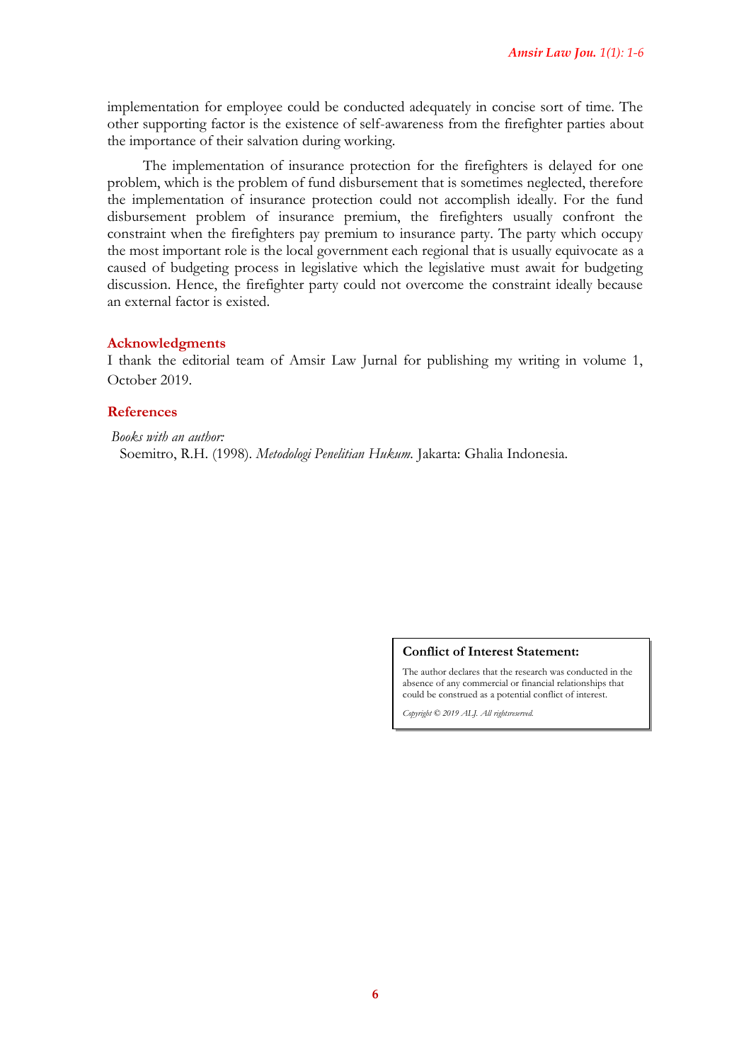implementation for employee could be conducted adequately in concise sort of time. The other supporting factor is the existence of self-awareness from the firefighter parties about the importance of their salvation during working.

The implementation of insurance protection for the firefighters is delayed for one problem, which is the problem of fund disbursement that is sometimes neglected, therefore the implementation of insurance protection could not accomplish ideally. For the fund disbursement problem of insurance premium, the firefighters usually confront the constraint when the firefighters pay premium to insurance party. The party which occupy the most important role is the local government each regional that is usually equivocate as a caused of budgeting process in legislative which the legislative must await for budgeting discussion. Hence, the firefighter party could not overcome the constraint ideally because an external factor is existed.

## Acknowledgments

I thank the editorial team of Amsir Law Jurnal for publishing my writing in volume 1, October 2019.

## References

*Books with an author:*

Soemitro, R.H. (1998). *Metodologi Penelitian Hukum.* Jakarta: Ghalia Indonesia.

**Conflict of Interest Statement:**

The author declares that the research was conducted in the absence of any commercial or financial relationships that could be construed as a potential conflict of interest.

*Copyright © 2019 ALJ. All rightsreserved.*